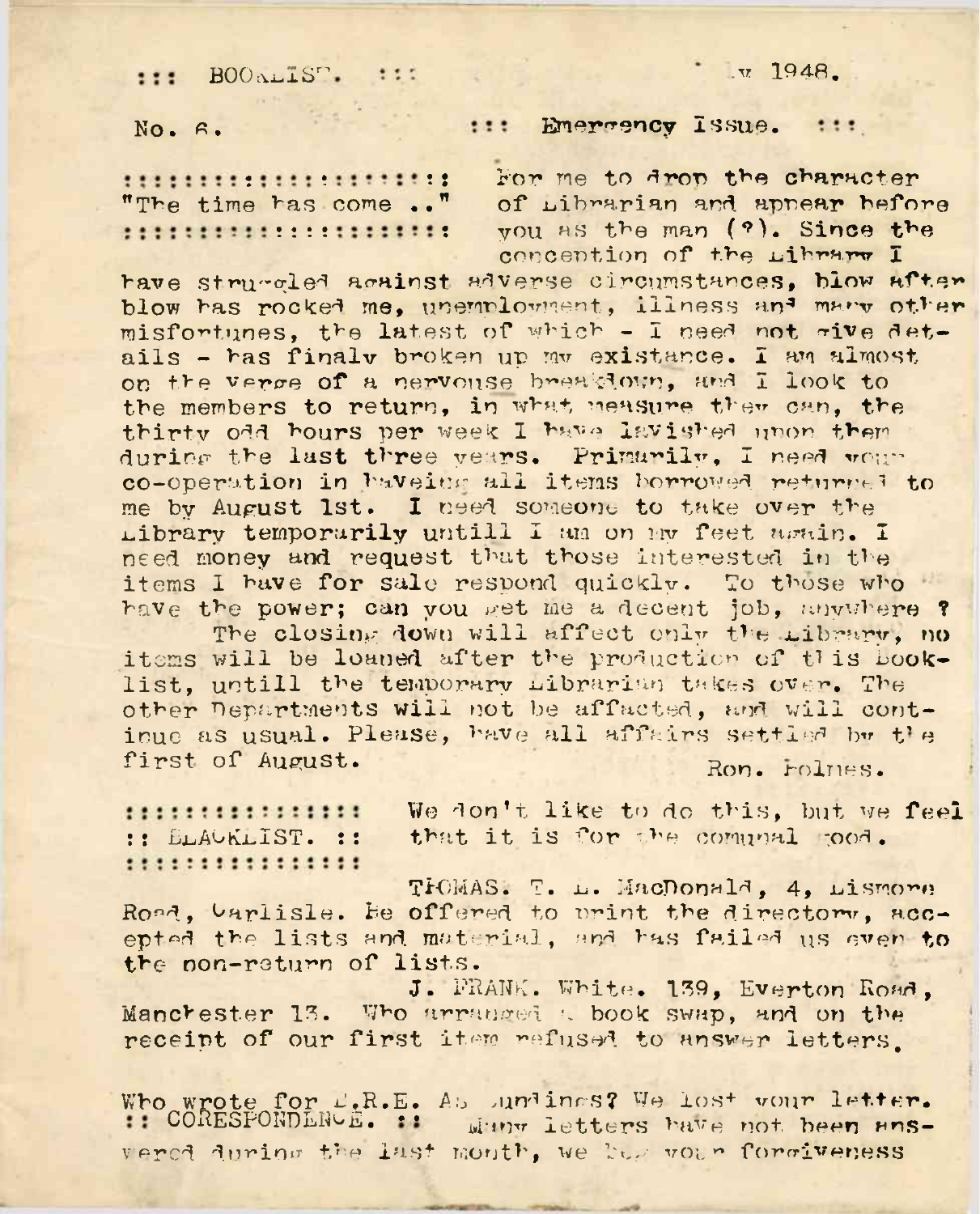::: BOOKLIST. :::                                                    .y 1948.

No. 6.                                    ::: Emergency Issue. :::

::::::::::::::::::::::::
"The time has come .."
::::::::::::::::::::::::

For me to drop the character of Librarian and appear before you as the man (?). Since the conception of the Library I have struggled against adverse circumstances, blow after blow has rocked me, unemployment, illness and many other misfortunes, the latest of which - I need not give details - has finaly broken up my existance. I am almost on the verge of a nervouse breakdown, and I look to the members to return, in what measure they can, the thirty odd hours per week I have lavished upon them during the last three years. Primarily, I need your co-operation in haveing all items borrowed returned to me by August 1st. I need someone to take over the Library temporarily untill I am on my feet again. I need money and request that those interested in the items I have for sale respond quickly. To those who have the power; can you get me a decent job, anywhere ?

The closing down will affect only the Library, no items will be loaned after the production of this Booklist, untill the temporary Librarian takes over. The other Departments will not be affected, and will continue as usual. Please, have all affairs settled by the first of August.

Ron. Holmes.

::::::::::::::::
:: BLACKLIST. ::
::::::::::::::::

We don't like to do this, but we feel that it is for the comunal good.

THOMAS. T. L. MacDonald, 4, Lismore Road, Carlisle. He offered to print the directory, accepted the lists and material, and has failed us even to the non-return of lists.

J. FRANK. White. 139, Everton Road, Manchester 13. Who arranged a book swap, and on the receipt of our first item refused to answer letters.

Who wrote for E.R.E. A. Jundings? We lost your letter.

:: CORESPONDENCE. :: Many letters have not been answered during the last month, we beg your forgiveness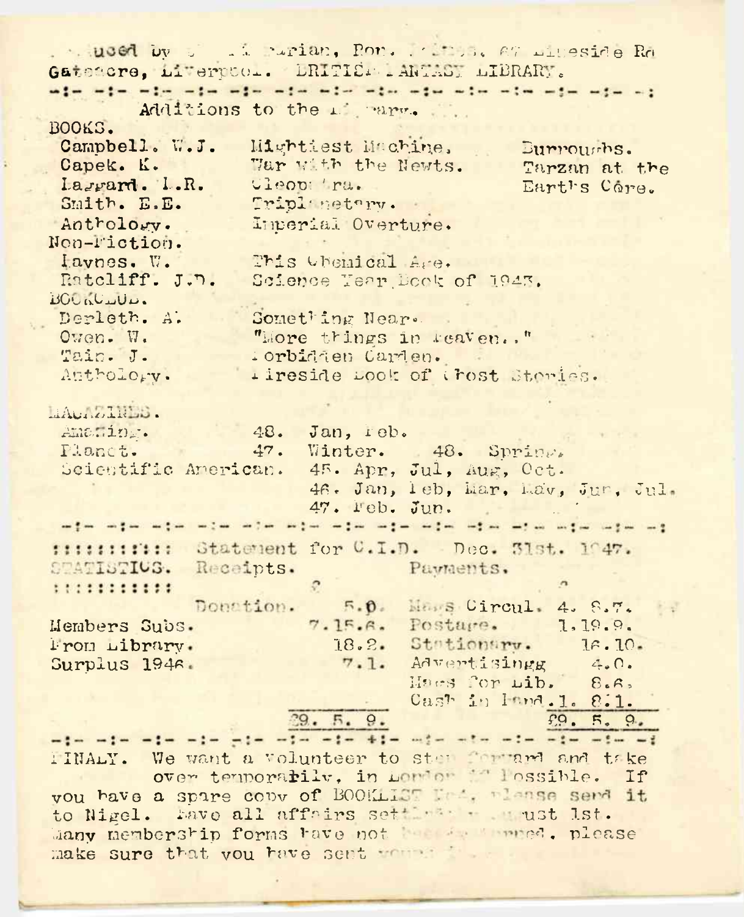. . ued by . . . rarian, Ron. . . , 67 Lineside Rd
Gateacre, Liverpool. BRITISH FANTASY LIBRARY.

-:- -:- -:- -:- -:- -:- -:- -:- -:- -:- -:- -:- -:- -:

Additions to the Library.

BOOKS.

| | | |
|---|---|---|
| Campbell. W.J. | Mightiest Machine. | Burroughs. |
| Capek. K. | War with the Newts. | Tarzan at the |
| Haggard. H.R. | Cleopatra. | Earth's Core. |
| Smith. E.E. | Triplanetary. | |
| Anthology. | Imperial Overture. | |

Non-Fiction.

| | |
|---|---|
| Haynes. W. | This Chemical Age. |
| Ratcliff. J.D. | Science Year Book of 1943. |

BOOKCLUB.

| | |
|---|---|
| Derleth. A. | Something Near. |
| Owen. W. | "More things in Heaven.." |
| Tain. J. | Forbidden Garden. |
| Anthology. | Fireside Book of Ghost Stories. |

MAGAZINES.

| | |
|---|---|
| Amazing. | 48. Jan, Feb. |
| Planet. | 47. Winter. 48. Spring. |
| Scientific American. | 45. Apr, Jul, Aug, Oct. |
| | 46. Jan, Feb, Mar, May, Jun, Jul. |
| | 47. Feb. Jun. |

-:- -:- -:- -:- -:- -:- -:- -:- -:- -:- -:- -:- -:- -:

:::::::::: Statement for C.I.D. Dec. 31st. 1947.
STATISTICS. Receipts. Payments.
::::::::::

| Receipts | £ | Payments | £ |
|---|---|---|---|
| Donation. | 5.0. | News Circul. | 4. 8.7. |
| Members Subs. | 7.15.6. | Postage. | 1.19.9. |
| From Library. | 18.2. | Stationery. | 16.10. |
| Surplus 1946. | 7.1. | Advertisingg | 4.0. |
| | | Mags for Lib. | 8.6. |
| | | Cash in hand. | 1. 8.1. |
| | £9. 5. 9. | | £9. 5. 9. |

-:- -:- -:- -:- -:- -:- -:- +:- -:- -:- -:- -:- -:- -:

FINALY. We want a volunteer to step forward and take over temporarily, in London if possible. If you have a spare copy of BOOKLIST No. . , please send it to Nigel. Have all affairs settled . . ugust 1st. Many membership forms have not been returned, please make sure that you have sent your . . .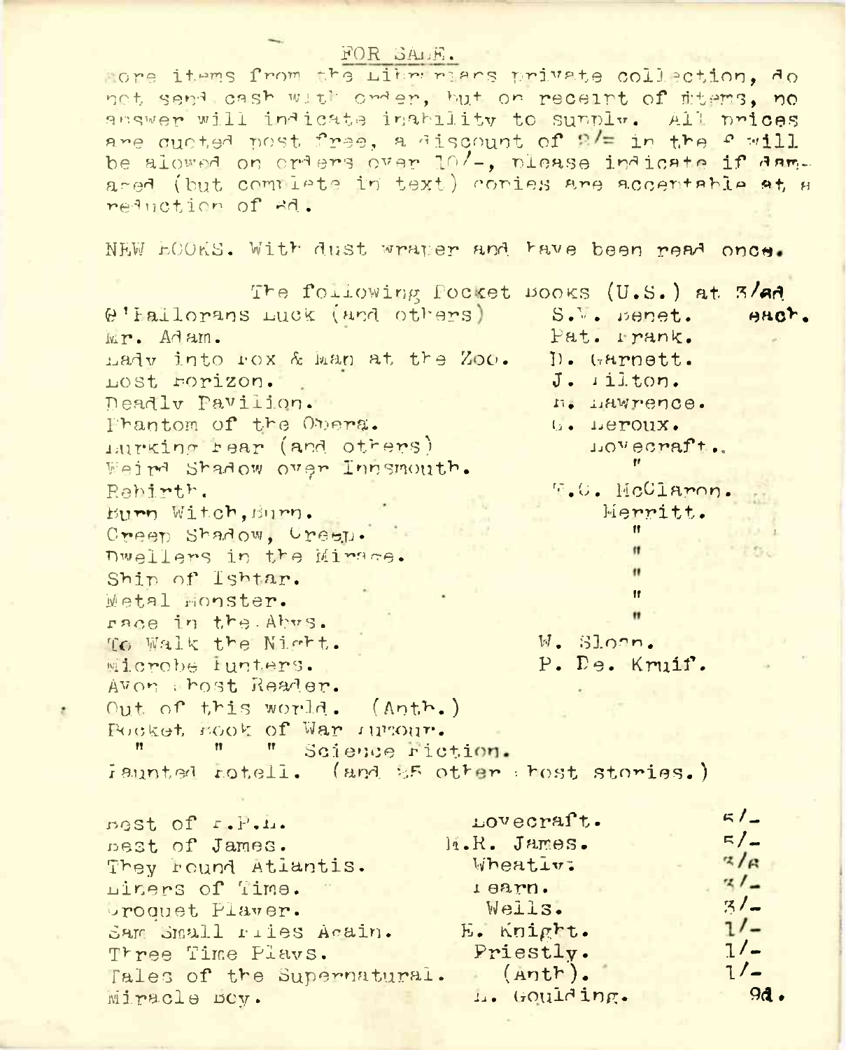## FOR SALE.

More items from the Librarians private collection, do not send cash with order, but on receipt of items, no answer will indicate inability to supply. All prices are quoted post free, a discount of 2/= in the £ will be alowed on orders over 10/-, please indicate if damaged (but complete in text) copies are acceptable at a reduction of 6d.

NEW BOOKS. With dust wrapper and have been read once.

The following Pocket Books (U.S.) at 3/6d each.

| Title | Author |
|---|---|
| O'Hallorans Luck (and others) | S.V. Benet. |
| Mr. Adam. | Pat. Frank. |
| Lady into Fox & Man at the Zoo. | D. Garnett. |
| Lost Horizon. | J. Hilton. |
| Deadly Pavilion. | H. Lawrence. |
| Phantom of the Opera. | G. Leroux. |
| Lurking Fear (and others) | Lovecraft. |
| Weird Shadow over Innsmouth. | " |
| Rebirth. | T.C. McClaron. |
| Burn Witch, Burn. | Merritt. |
| Creep Shadow, Creep. | " |
| Dwellers in the Mirage. | " |
| Ship of Ishtar. | " |
| Metal Monster. | " |
| Face in the Abys. | " |
| To Walk the Night. | W. Sloan. |
| Microbe Hunters. | P. De. Kruif. |
| Avon Ghost Reader. | |
| Out of this world. (Anth.) | |
| Pocket Book of War Humour. | |
| " " " Science Fiction. | |
| Haunted Hotell. (and 25 other Ghost stories.) | |

| Title | Author | Price |
|---|---|---|
| Best of H.P.L. | Lovecraft. | 5/- |
| Best of James. | M.R. James. | 5/- |
| They Found Atlantis. | Wheatly. | 3/6 |
| Liners of Time. | Fearn. | 3/- |
| Croquet Player. | Wells. | 3/- |
| Sam Small Flies Again. | E. Knight. | 1/- |
| Three Time Plays. | Priestly. | 1/- |
| Tales of the Supernatural. | (Anth). | 1/- |
| Miracle Boy. | L. Goulding. | 9d. |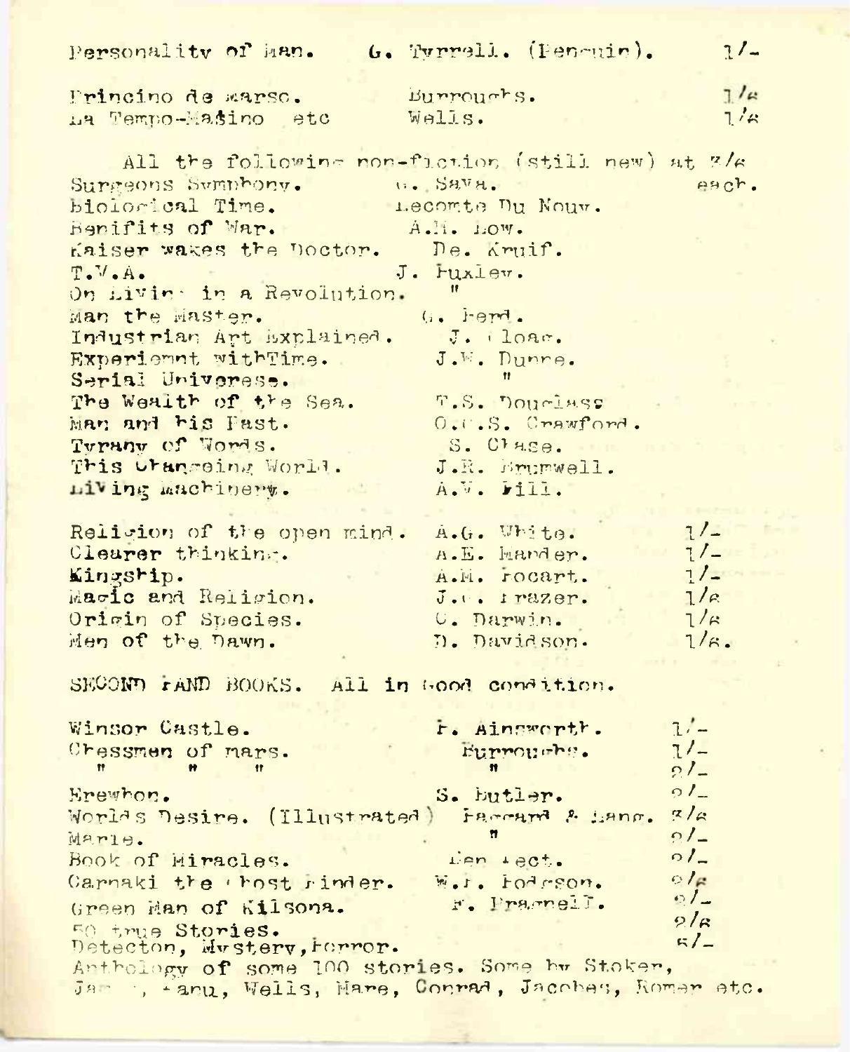| | | |
|---|---|---|
| Personality of Man. | G. Tyrrell. (Penguin). | 1/- |
| Princino de marso. | Burroughs. | 1/6 |
| La Tempo-Masino etc | Wells. | 1/6 |

All the following non-fiction (still new) at 3/6 each.

| | |
|---|---|
| Surgeons Symphony. | G. Sava. |
| Biological Time. | Lecomte Du Nouy. |
| Benifits of War. | A.M. Low. |
| Kaiser wakes the Doctor. | De. Kruif. |
| T.V.A. | J. Huxley. |
| On Living in a Revolution. | " |
| Man the Master. | G. Herd. |
| Industrian Art Explained. | J. Gloag. |
| Experiemnt withTime. | J.W. Dunne. |
| Serial Univerese. | " |
| The Wealth of the Sea. | T.S. Douglass |
| Man and his Past. | O.G.S. Crawford. |
| Tyrany of Words. | S. Chase. |
| This Changeing World. | J.R. Brumwell. |
| Living machinery. | A.V. Hill. |

| | | |
|---|---|---|
| Religion of the open mind. | A.G. White. | 1/- |
| Clearer thinking. | A.E. Mander. | 1/- |
| Kingship. | A.M. Hocart. | 1/- |
| Magic and Religion. | J.G. Frazer. | 1/6 |
| Origin of Species. | C. Darwin. | 1/6 |
| Men of the Dawn. | D. Davidson. | 1/6. |

SECOND HAND BOOKS. All in Good condition.

| | | |
|---|---|---|
| Winsor Castle. | H. Ainsworth. | 1/- |
| Chessmen of mars. | Burroughs. | 1/- |
| " " " | " | 2/- |
| Erewhon. | S. Butler. | 2/- |
| Worlds Desire. (Illustrated) | Haggard & Lang. | 3/6 |
| Marie. | " | 2/- |
| Book of Miracles. | Ben Hect. | 2/- |
| Carnaki the Ghost Finder. | W.H. Hodgson. | 2/6 |
| Green Man of Kilsona. | F. Bragnell. | 2/- |
| 50 true Stories. | | 2/6 |
| Detecton, Mystery, Horror. | | 5/- |

Anthology of some 100 stories. Some by Stoker, James, Fanu, Wells, Mare, Conrad, Jacobes, Romer etc.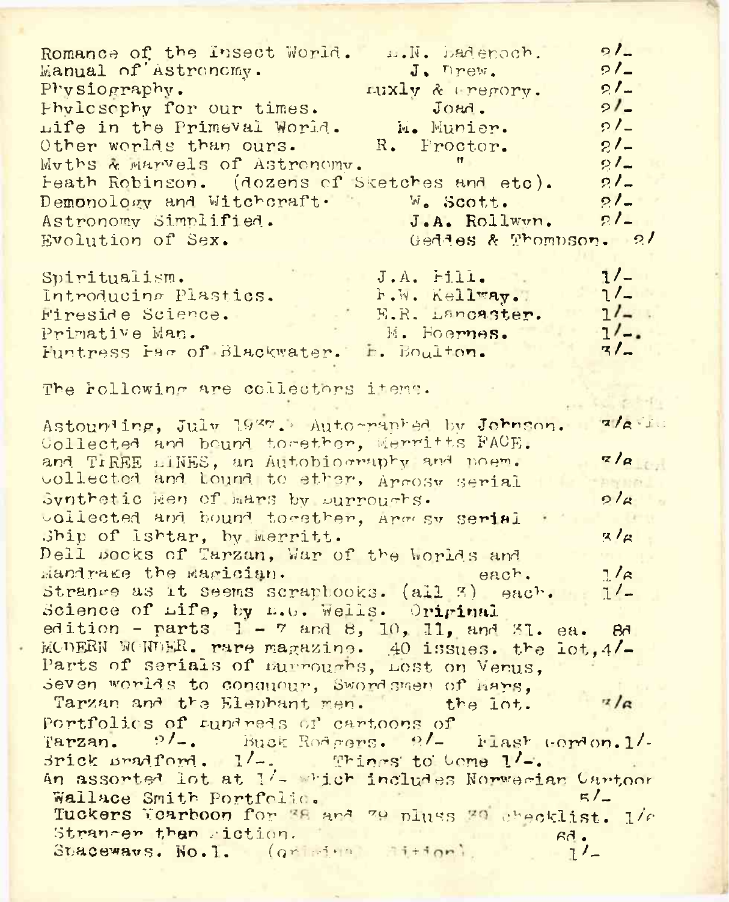| | | |
|---|---|---|
| Romance of the Insect World. | L.N. Badenoch. | 2/- |
| Manual of Astronomy. | J. Drew. | 2/- |
| Physiography. | Huxly & Gregory. | 2/- |
| Phylosophy for our times. | Joad. | 2/- |
| Life in the Primeval World. | M. Munier. | 2/- |
| Other worlds than ours. | R. Proctor. | 2/- |
| Myths & Marvels of Astronomy. | " | 2/- |
| Heath Robinson. (dozens of Sketches and etc). | | 2/- |
| Demonology and Witchcraft. | W. Scott. | 2/- |
| Astronomy Simplified. | J.A. Rollwyn. | 2/- |
| Evolution of Sex. | Geddes & Thompson. | 2/ |

| | | |
|---|---|---|
| Spiritualism. | J.A. Hill. | 1/- |
| Introducing Plastics. | H.W. Kellway. | 1/- |
| Fireside Science. | E.R. Lancaster. | 1/- |
| Primative Man. | M. Hoernes. | 1/-. |
| Huntress Hag of Blackwater. | H. Boulton. | 3/- |

The following are collectors items.

Astounding, July 1937. Autographed by Johnson. 3/6

Collected and bound together, Merritts FACE. and THREE LINES, an Autobiography and poem. 3/6

Collected and bound together, Argosy serial Synthetic Men of Mars by Burroughs. 2/6

Collected and bound together, Argosy serial Ship of Ishtar, by Merritt. 3/6

Dell Books of Tarzan, War of the Worlds and Mandrake the Magician. each. 1/6

Strange as it seems scrapbooks. (all 3) each. 1/-

Science of Life, by H.G. Wells. Original edition - parts 1 - 7 and 8, 10, 11, and 31. ea. 8d

MODERN WONDER. rare magazine. 40 issues. the lot, 4/-

Parts of serials of Burroughs, Lost on Venus, Seven worlds to conquour, Swordsmen of Mars, Tarzan and the Elephant men. the lot. 3/6

Portfolios of hundreds of cartoons of Tarzan. 2/-. Buck Rodgers. 2/- Flash Gordon. 1/- Brick Bradford. 1/-. Things to Come 1/-.

An assorted lot at 1/- which includes Norwegian Cartoon Wallace Smith Portfolio. 5/-

Tuckers Yearbook for 38 and 39 pluss 39 checklist. 1/6

Stranger than Fiction. 6d.

Spaceways. No.1. (original edition) 1/-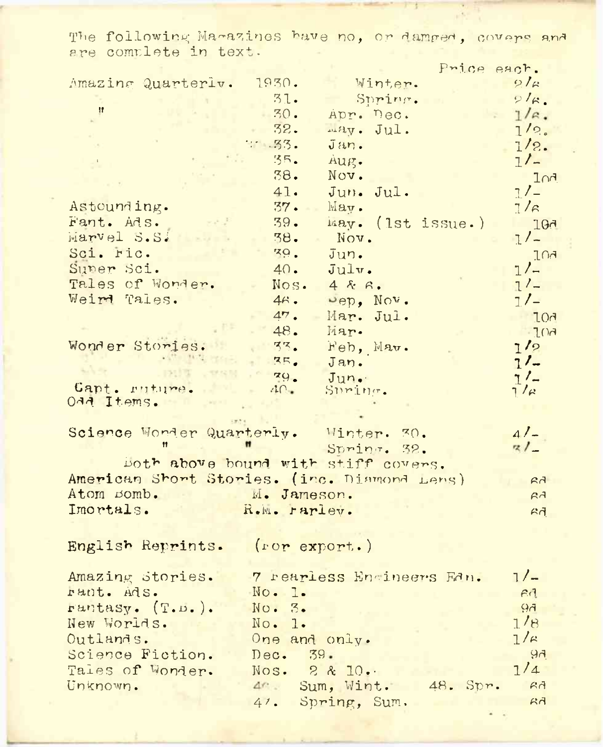The following Magazines have no, or damged, covers and are complete in text.

| | | | Price each. |
|---|---|---|---|
| Amazing Quarterly. | 1930. | Winter. | 2/6 |
| | 31. | Spring. | 2/6. |
| " | 30. | Apr. Dec. | 1/6. |
| | 32. | May. Jul. | 1/2. |
| | 33. | Jan. | 1/2. |
| | 35. | Aug. | 1/- |
| | 38. | Nov. | 10d |
| | 41. | Jun. Jul. | 1/- |
| Astounding. | 37. | May. | 1/6 |
| Fant. Ads. | 39. | May. (1st issue.) | 10d |
| Marvel S.S. | 38. | Nov. | 1/- |
| Sci. Fic. | 39. | Jun. | 10d |
| Super Sci. | 40. | July. | 1/- |
| Tales of Wonder. | Nos. | 4 & 6. | 1/- |
| Weird Tales. | 46. | Sep, Nov. | 1/- |
| | 47. | Mar. Jul. | 10d |
| | 48. | Mar. | 10d |
| Wonder Stories. | 33. | Feb, May. | 1/2 |
| | 35. | Jan. | 1/- |
| | 39. | Jun. | 1/- |
| Capt. Future. | 40. | Spring. | 1/6 |

Odd Items.

| | | |
|---|---|---|
| Science Wonder Quarterly. | Winter. 30. | 4/- |
| " " | Spring. 32. | 3/- |

Both above bound with stiff covers.

| | | |
|---|---|---|
| American Short Stories. (inc. Diamond Lens) | | 6d |
| Atom Bomb. | M. Jameson. | 6d |
| Imortals. | R.M. Farley. | 6d |

English Reprints. (For export.)

| | | |
|---|---|---|
| Amazing Stories. | 7 Fearless Engineers Edn. | 1/- |
| Fant. Ads. | No. 1. | 6d |
| Fantasy. (T.B.). | No. 3. | 9d |
| New Worlds. | No. 1. | 1/8 |
| Outlands. | One and only. | 1/6 |
| Science Fiction. | Dec. 39. | 9d |
| Tales of Wonder. | Nos. 2 & 10. | 1/4 |
| Unknown. | 46. Sum, Wint. 48. Spr. | 6d |
| | 47. Spring, Sum. | 6d |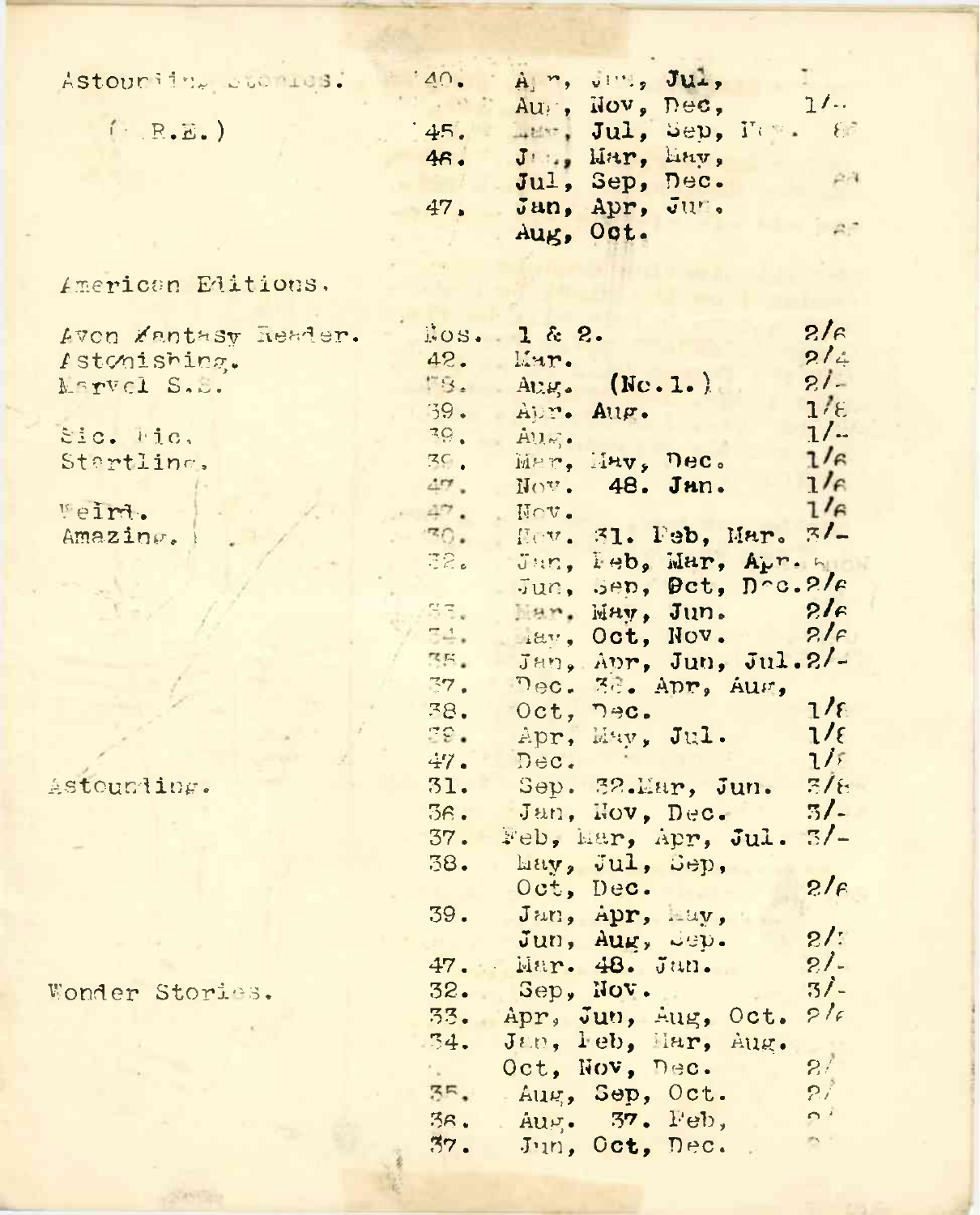| | | | |
|---|---|---|---|
| Astounding Stories. | 40. | Apr, Jun, Jul, | |
| (B.R.E.) | | Aug, Nov, Dec, | 1/- |
| | 45. | May, Jul, Sep, Nov. | 6d |
| | 46. | Jan, Mar, May, | |
| | | Jul, Sep, Dec. | 6d |
| | 47. | Jan, Apr, Jun. | |
| | | Aug, Oct. | 6d |

American Editions.

| | | | |
|---|---|---|---|
| Avon Fantasy Reader. | Nos. | 1 & 2. | 2/6 |
| Astonishing. | 42. | Mar. | 2/4 |
| Marvel S.S. | 38. | Aug. (No.1.) | 2/- |
| | 39. | Apr. Aug. | 1/6 |
| Sic. Fic. | 39. | Aug. | 1/- |
| Startling. | 39. | Mar, May, Dec. | 1/6 |
| | 47. | Nov. 48. Jan. | 1/6 |
| Weird. | 47. | Nov. | 1/6 |
| Amazing. | 30. | Nov. 31. Feb, Mar. | 3/- |
| | 32. | Jan, Feb, Mar, Apr. | |
| | | Jun, Sep, Oct, Dec. | 2/6 |
| | 33. | Mar, May, Jun. | 2/6 |
| | 34. | May, Oct, Nov. | 2/6 |
| | 35. | Jan, Apr, Jun, Jul. | 2/- |
| | 37. | Dec. 38. Apr, Aug, | |
| | 38. | Oct, Dec. | 1/6 |
| | 39. | Apr, May, Jul. | 1/6 |
| | 47. | Dec. | 1/6 |
| Astounding. | 31. | Sep. 32. Mar, Jun. | 3/6 |
| | 36. | Jan, Nov, Dec. | 3/- |
| | 37. | Feb, Mar, Apr, Jul. | 3/- |
| | 38. | May, Jul, Sep, | |
| | | Oct, Dec. | 2/6 |
| | 39. | Jan, Apr, May, | |
| | | Jun, Aug, Sep. | 2/- |
| | 47. | Mar. 48. Jan. | 2/- |
| Wonder Stories. | 32. | Sep, Nov. | 3/- |
| | 33. | Apr, Jun, Aug, Oct. | 2/6 |
| | 34. | Jan, Feb, Mar, Aug. | |
| | | Oct, Nov, Dec. | 2/ |
| | 35. | Aug, Sep, Oct. | 2/ |
| | 36. | Aug. 37. Feb, | |
| | 37. | Jun, Oct, Dec. | |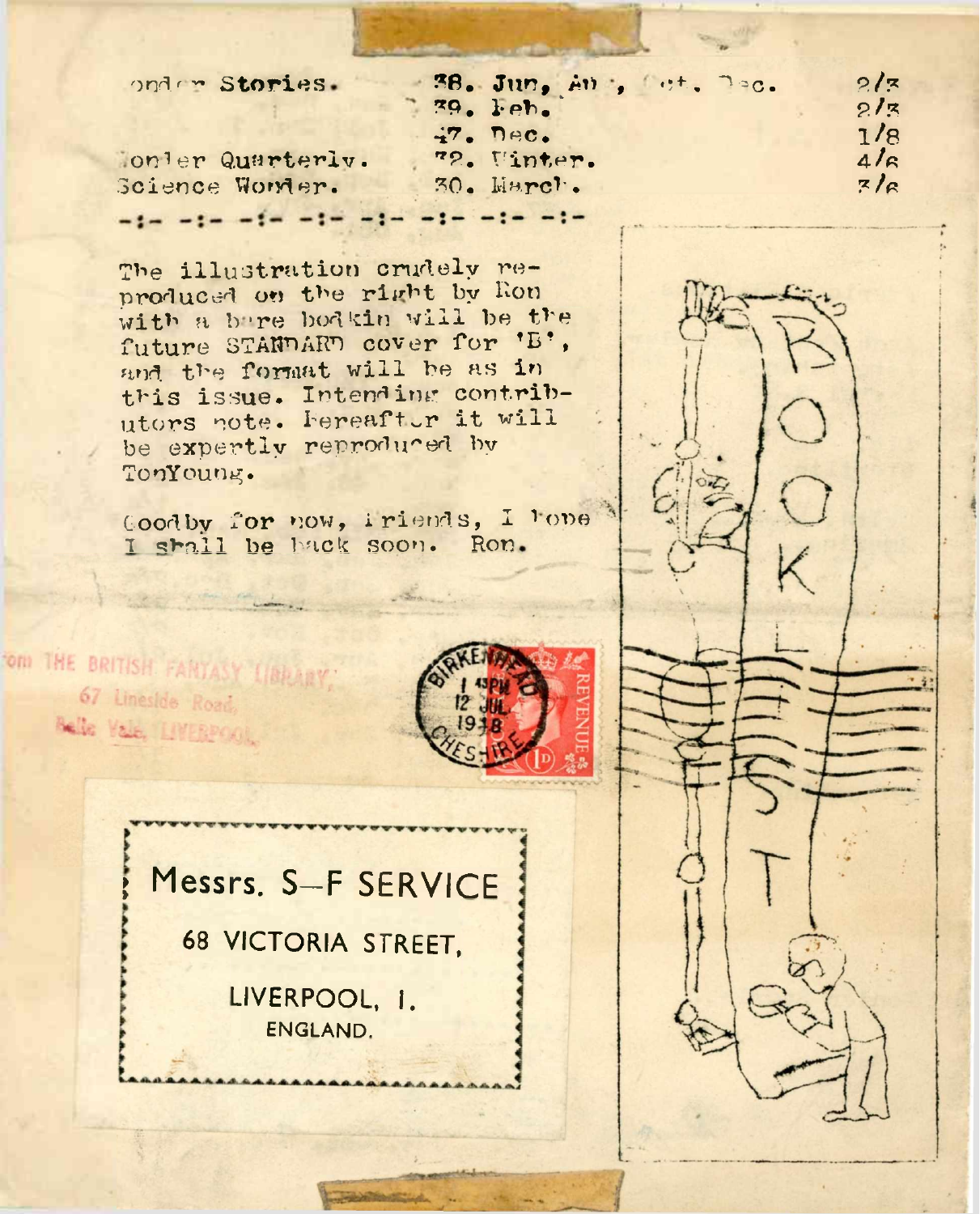| | | |
|---|---|---|
| onder Stories. | 38. Jun, Au , ct. Dec. | 2/3 |
| | 39. Feb. | 2/3 |
| | 47. Dec. | 1/8 |
| onder Quarterly. | 32. Winter. | 4/6 |
| Science Wonder. | 30. March. | 3/6 |

-:- -:- -:- -:- -:- -:- -:- -:-

The illustration crudely reproduced on the right by Ron with a bare bodkin will be the future STANDARD cover for 'B', and the format will be as in this issue. Intending contributors note. Hereafter it will be expertly reproduced by TonYoung.

Goodby for now, Friends, I hope I shall be back soon. Ron.

BOOKLEST

rom THE BRITISH FANTASY LIBRARY,
67 Lineside Road,
Belle Vale, LIVERPOOL.

BIRKENHEAD
1 45 PM
12 JUL
1938
CHESHIRE

REVENUE 1D

Messrs. S—F SERVICE

68 VICTORIA STREET,

LIVERPOOL, 1.

ENGLAND.